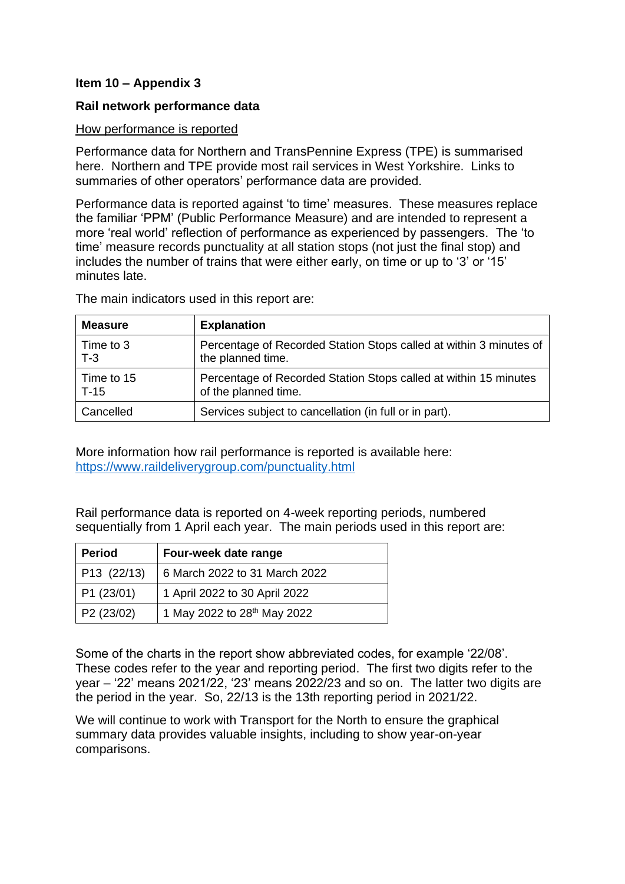**Item 10 – Appendix 3**

**Rail network performance data**

How performance is reported

Performance data for Northern and TransPennine Express (TPE) is summarised here. Northern and TPE provide most rail services in West Yorkshire. Links to summaries of other operators' performance data are provided.

Performance data is reported against 'to time' measures. These measures replace the familiar 'PPM' (Public Performance Measure) and are intended to represent a more 'real world' reflection of performance as experienced by passengers. The 'to time' measure records punctuality at all station stops (not just the final stop) and includes the number of trains that were either early, on time or up to '3' or '15' minutes late.

The main indicators used in this report are:

| Measure | Explanation |
|---|---|
| Time to 3<br>T-3 | Percentage of Recorded Station Stops called at within 3 minutes of the planned time. |
| Time to 15<br>T-15 | Percentage of Recorded Station Stops called at within 15 minutes of the planned time. |
| Cancelled | Services subject to cancellation (in full or in part). |

More information how rail performance is reported is available here: https://www.raildeliverygroup.com/punctuality.html

Rail performance data is reported on 4-week reporting periods, numbered sequentially from 1 April each year. The main periods used in this report are:

| Period | Four-week date range |
|---|---|
| P13 (22/13) | 6 March 2022 to 31 March 2022 |
| P1 (23/01) | 1 April 2022 to 30 April 2022 |
| P2 (23/02) | 1 May 2022 to 28th May 2022 |

Some of the charts in the report show abbreviated codes, for example '22/08'. These codes refer to the year and reporting period. The first two digits refer to the year – '22' means 2021/22, '23' means 2022/23 and so on. The latter two digits are the period in the year. So, 22/13 is the 13th reporting period in 2021/22.

We will continue to work with Transport for the North to ensure the graphical summary data provides valuable insights, including to show year-on-year comparisons.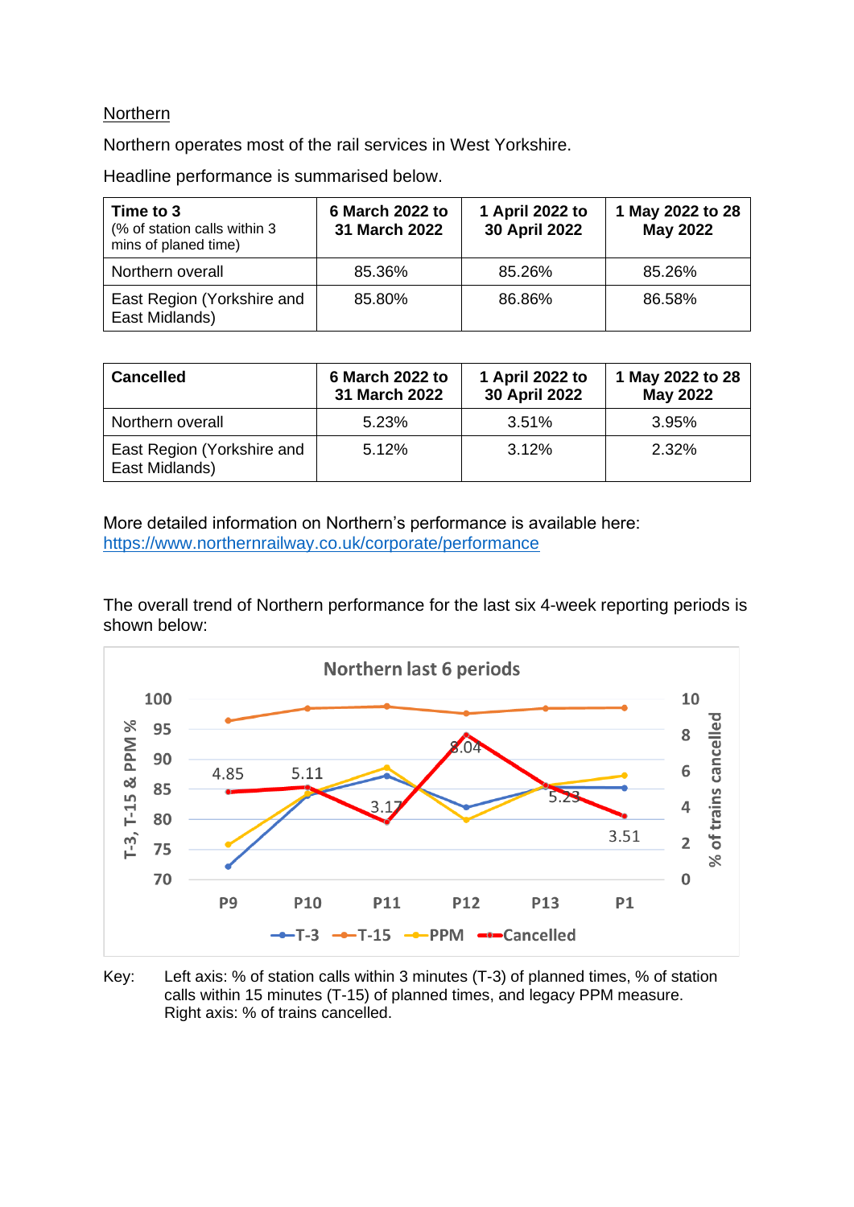Northern

Northern operates most of the rail services in West Yorkshire.

Headline performance is summarised below.

| **Time to 3** (% of station calls within 3 mins of planed time) | **6 March 2022 to 31 March 2022** | **1 April 2022 to 30 April 2022** | **1 May 2022 to 28 May 2022** |
|---|---|---|---|
| Northern overall | 85.36% | 85.26% | 85.26% |
| East Region (Yorkshire and East Midlands) | 85.80% | 86.86% | 86.58% |

| **Cancelled** | **6 March 2022 to 31 March 2022** | **1 April 2022 to 30 April 2022** | **1 May 2022 to 28 May 2022** |
|---|---|---|---|
| Northern overall | 5.23% | 3.51% | 3.95% |
| East Region (Yorkshire and East Midlands) | 5.12% | 3.12% | 2.32% |

More detailed information on Northern's performance is available here:
https://www.northernrailway.co.uk/corporate/performance

The overall trend of Northern performance for the last six 4-week reporting periods is shown below:

Key: Left axis: % of station calls within 3 minutes (T-3) of planned times, % of station calls within 15 minutes (T-15) of planned times, and legacy PPM measure. Right axis: % of trains cancelled.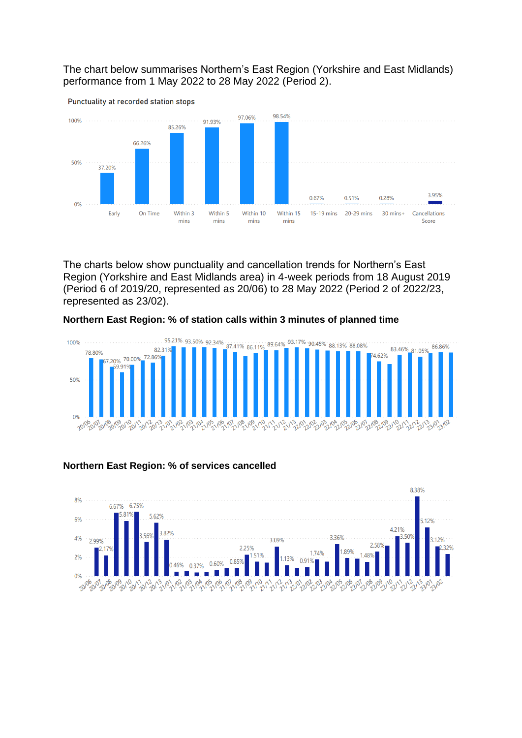The chart below summarises Northern's East Region (Yorkshire and East Midlands) performance from 1 May 2022 to 28 May 2022 (Period 2).

Punctuality at recorded station stops

| Category | Value |
|---|---|
| Early | 37.20% |
| On Time | 66.26% |
| Within 3 mins | 85.26% |
| Within 5 mins | 91.93% |
| Within 10 mins | 97.06% |
| Within 15 mins | 98.54% |
| 15-19 mins | 0.67% |
| 20-29 mins | 0.51% |
| 30 mins+ | 0.28% |
| Cancellations Score | 3.95% |

The charts below show punctuality and cancellation trends for Northern's East Region (Yorkshire and East Midlands area) in 4-week periods from 18 August 2019 (Period 6 of 2019/20, represented as 20/06) to 28 May 2022 (Period 2 of 2022/23, represented as 23/02).

**Northern East Region: % of station calls within 3 minutes of planned time**

78.80%, 67.20%, 59.91%, 70.00%, 72.86%, 82.31%, 95.21%, 93.50%, 92.34%, 87.41%, 86.11%, 89.64%, 93.17%, 90.45%, 88.13%, 88.08%, 74.62%, 83.46%, 81.05%, 86.86%

20/06 20/07 20/08 20/09 20/10 20/11 20/12 20/13 21/01 21/02 21/03 21/04 21/05 21/06 21/07 21/08 21/09 21/10 21/11 21/12 21/13 22/01 22/02 22/03 22/04 22/05 22/06 22/07 22/08 22/09 22/10 22/11 22/12 22/13 23/01 23/02

**Northern East Region: % of services cancelled**

2.99%, 2.17%, 6.67%, 5.81%, 6.75%, 3.56%, 5.62%, 3.82%, 0.46%, 0.37%, 0.60%, 0.85%, 2.25%, 1.51%, 3.09%, 1.13%, 0.91%, 1.74%, 3.36%, 1.89%, 1.48%, 2.58%, 4.21%, 3.50%, 8.38%, 5.12%, 3.12%, 2.32%

20/06 20/07 20/08 20/09 20/10 20/11 20/12 20/13 21/01 21/02 21/03 21/04 21/05 21/06 21/07 21/08 21/09 21/10 21/11 21/12 21/13 22/01 22/02 22/03 22/04 22/05 22/06 22/07 22/08 22/09 22/10 22/11 22/12 22/13 23/01 23/02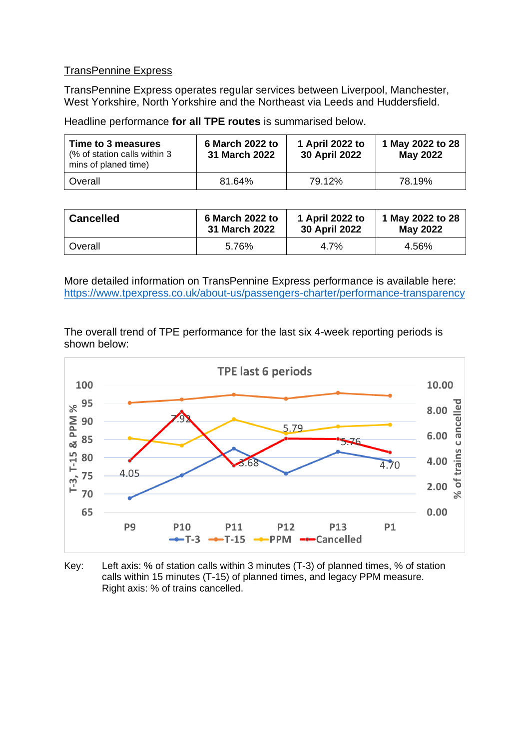TransPennine Express

TransPennine Express operates regular services between Liverpool, Manchester, West Yorkshire, North Yorkshire and the Northeast via Leeds and Huddersfield.

Headline performance **for all TPE routes** is summarised below.

| **Time to 3 measures** (% of station calls within 3 mins of planed time) | **6 March 2022 to 31 March 2022** | **1 April 2022 to 30 April 2022** | **1 May 2022 to 28 May 2022** |
|---|---|---|---|
| Overall | 81.64% | 79.12% | 78.19% |

| **Cancelled** | **6 March 2022 to 31 March 2022** | **1 April 2022 to 30 April 2022** | **1 May 2022 to 28 May 2022** |
|---|---|---|---|
| Overall | 5.76% | 4.7% | 4.56% |

More detailed information on TransPennine Express performance is available here: https://www.tpexpress.co.uk/about-us/passengers-charter/performance-transparency

The overall trend of TPE performance for the last six 4-week reporting periods is shown below:

TPE last 6 periods

Key: Left axis: % of station calls within 3 minutes (T-3) of planned times, % of station calls within 15 minutes (T-15) of planned times, and legacy PPM measure. Right axis: % of trains cancelled.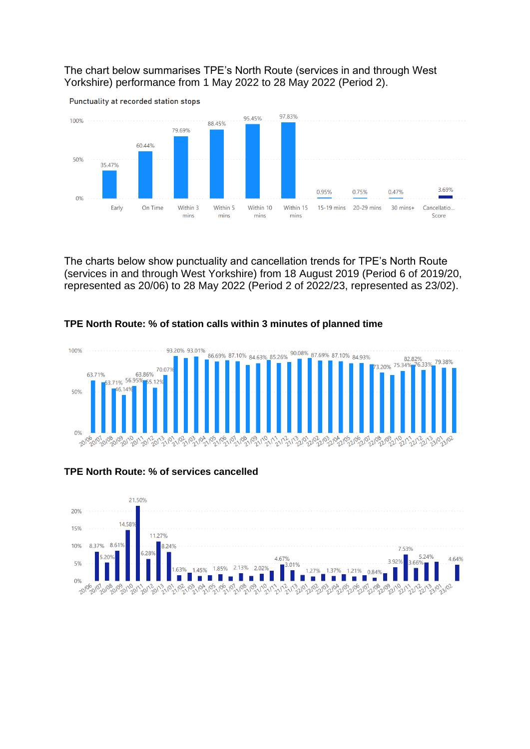The chart below summarises TPE's North Route (services in and through West Yorkshire) performance from 1 May 2022 to 28 May 2022 (Period 2).

Punctuality at recorded station stops

| Early | On Time | Within 3 mins | Within 5 mins | Within 10 mins | Within 15 mins | 15-19 mins | 20-29 mins | 30 mins+ | Cancellation Score |
|---|---|---|---|---|---|---|---|---|---|
| 35.47% | 60.44% | 79.69% | 88.45% | 95.45% | 97.83% | 0.95% | 0.75% | 0.47% | 3.69% |

The charts below show punctuality and cancellation trends for TPE's North Route (services in and through West Yorkshire) from 18 August 2019 (Period 6 of 2019/20, represented as 20/06) to 28 May 2022 (Period 2 of 2022/23, represented as 23/02).

**TPE North Route: % of station calls within 3 minutes of planned time**

**TPE North Route: % of services cancelled**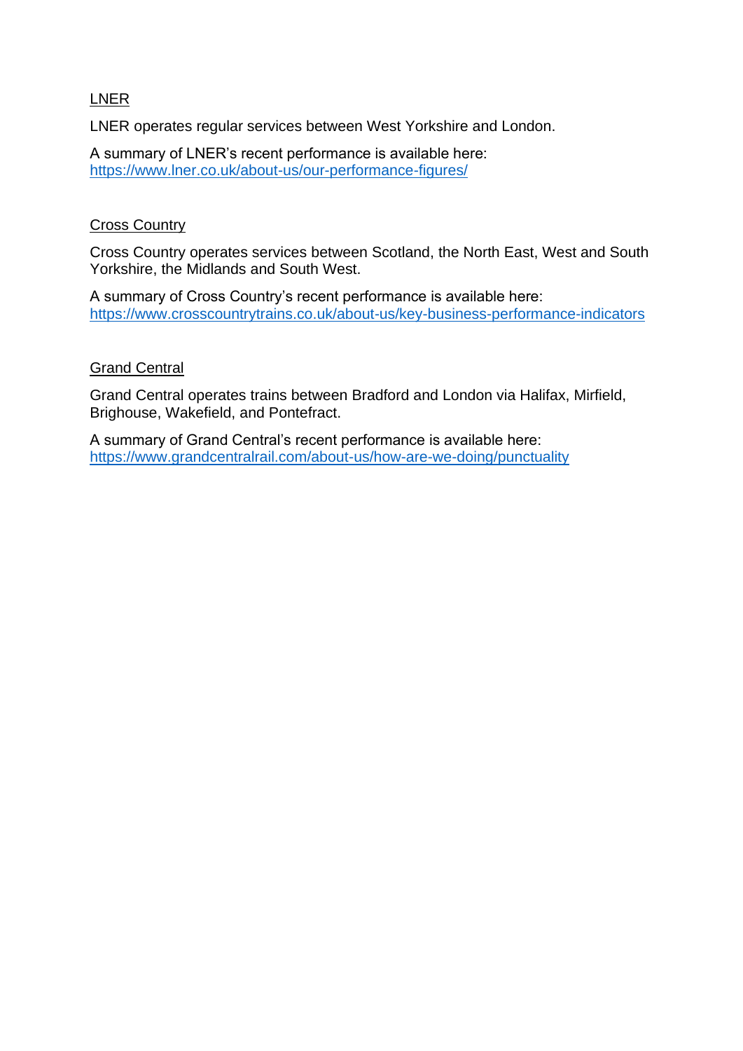LNER

LNER operates regular services between West Yorkshire and London.

A summary of LNER's recent performance is available here:
https://www.lner.co.uk/about-us/our-performance-figures/

Cross Country

Cross Country operates services between Scotland, the North East, West and South Yorkshire, the Midlands and South West.

A summary of Cross Country's recent performance is available here:
https://www.crosscountrytrains.co.uk/about-us/key-business-performance-indicators

Grand Central

Grand Central operates trains between Bradford and London via Halifax, Mirfield, Brighouse, Wakefield, and Pontefract.

A summary of Grand Central's recent performance is available here:
https://www.grandcentralrail.com/about-us/how-are-we-doing/punctuality